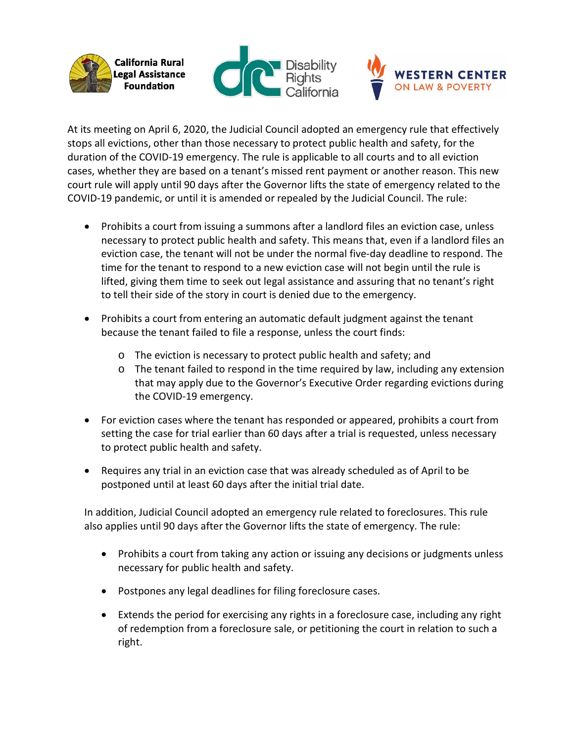California Rural Legal Assistance Foundation

Disability Rights California

WESTERN CENTER ON LAW & POVERTY

At its meeting on April 6, 2020, the Judicial Council adopted an emergency rule that effectively stops all evictions, other than those necessary to protect public health and safety, for the duration of the COVID-19 emergency. The rule is applicable to all courts and to all eviction cases, whether they are based on a tenant's missed rent payment or another reason. This new court rule will apply until 90 days after the Governor lifts the state of emergency related to the COVID-19 pandemic, or until it is amended or repealed by the Judicial Council. The rule:

- Prohibits a court from issuing a summons after a landlord files an eviction case, unless necessary to protect public health and safety. This means that, even if a landlord files an eviction case, the tenant will not be under the normal five-day deadline to respond. The time for the tenant to respond to a new eviction case will not begin until the rule is lifted, giving them time to seek out legal assistance and assuring that no tenant's right to tell their side of the story in court is denied due to the emergency.

- Prohibits a court from entering an automatic default judgment against the tenant because the tenant failed to file a response, unless the court finds:
  - The eviction is necessary to protect public health and safety; and
  - The tenant failed to respond in the time required by law, including any extension that may apply due to the Governor's Executive Order regarding evictions during the COVID-19 emergency.

- For eviction cases where the tenant has responded or appeared, prohibits a court from setting the case for trial earlier than 60 days after a trial is requested, unless necessary to protect public health and safety.

- Requires any trial in an eviction case that was already scheduled as of April to be postponed until at least 60 days after the initial trial date.

In addition, Judicial Council adopted an emergency rule related to foreclosures. This rule also applies until 90 days after the Governor lifts the state of emergency. The rule:

- Prohibits a court from taking any action or issuing any decisions or judgments unless necessary for public health and safety.

- Postpones any legal deadlines for filing foreclosure cases.

- Extends the period for exercising any rights in a foreclosure case, including any right of redemption from a foreclosure sale, or petitioning the court in relation to such a right.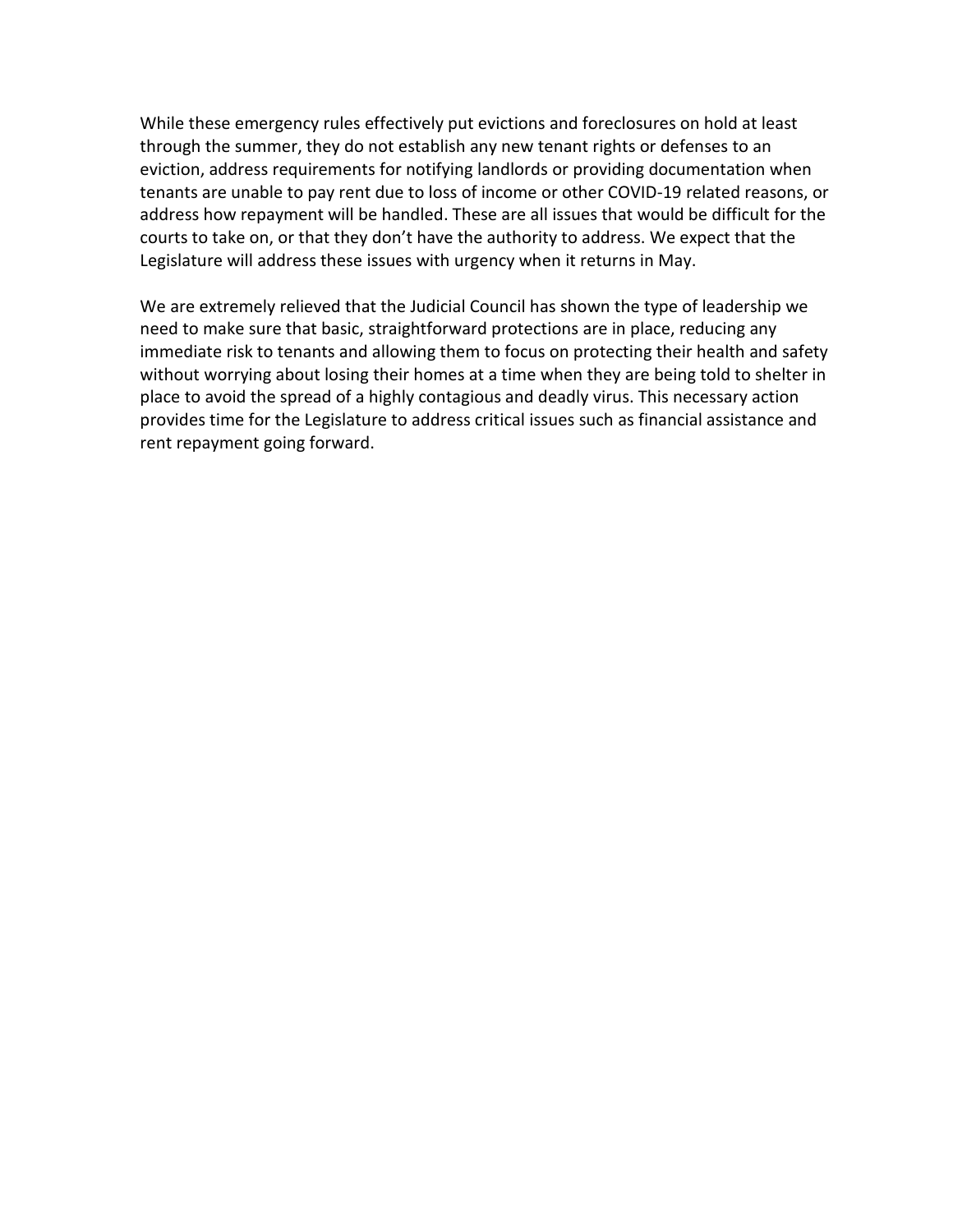While these emergency rules effectively put evictions and foreclosures on hold at least through the summer, they do not establish any new tenant rights or defenses to an eviction, address requirements for notifying landlords or providing documentation when tenants are unable to pay rent due to loss of income or other COVID-19 related reasons, or address how repayment will be handled. These are all issues that would be difficult for the courts to take on, or that they don't have the authority to address. We expect that the Legislature will address these issues with urgency when it returns in May.

We are extremely relieved that the Judicial Council has shown the type of leadership we need to make sure that basic, straightforward protections are in place, reducing any immediate risk to tenants and allowing them to focus on protecting their health and safety without worrying about losing their homes at a time when they are being told to shelter in place to avoid the spread of a highly contagious and deadly virus. This necessary action provides time for the Legislature to address critical issues such as financial assistance and rent repayment going forward.